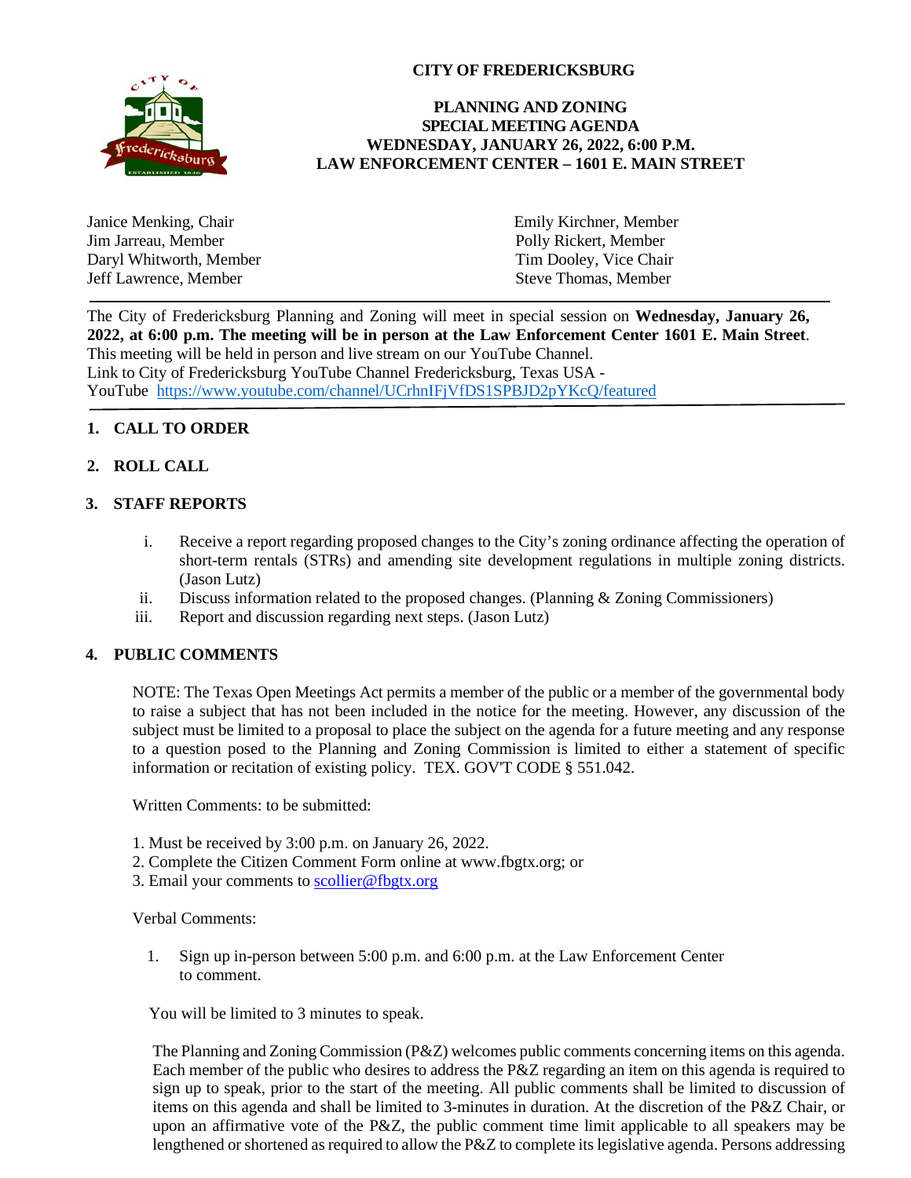# CITY OF FREDERICKSBURG

## PLANNING AND ZONING
## SPECIAL MEETING AGENDA
## WEDNESDAY, JANUARY 26, 2022, 6:00 P.M.
## LAW ENFORCEMENT CENTER – 1601 E. MAIN STREET

Janice Menking, Chair
Jim Jarreau, Member
Daryl Whitworth, Member
Jeff Lawrence, Member
Emily Kirchner, Member
Polly Rickert, Member
Tim Dooley, Vice Chair
Steve Thomas, Member

---

The City of Fredericksburg Planning and Zoning will meet in special session on **Wednesday, January 26, 2022, at 6:00 p.m. The meeting will be in person at the Law Enforcement Center 1601 E. Main Street**. This meeting will be held in person and live stream on our YouTube Channel.
Link to City of Fredericksburg YouTube Channel Fredericksburg, Texas USA - YouTube [https://www.youtube.com/channel/UCrhnIFjVfDS1SPBJD2pYKcQ/featured](https://www.youtube.com/channel/UCrhnIFjVfDS1SPBJD2pYKcQ/featured)

---

**1. CALL TO ORDER**

**2. ROLL CALL**

**3. STAFF REPORTS**

i. Receive a report regarding proposed changes to the City's zoning ordinance affecting the operation of short-term rentals (STRs) and amending site development regulations in multiple zoning districts. (Jason Lutz)
ii. Discuss information related to the proposed changes. (Planning & Zoning Commissioners)
iii. Report and discussion regarding next steps. (Jason Lutz)

**4. PUBLIC COMMENTS**

NOTE: The Texas Open Meetings Act permits a member of the public or a member of the governmental body to raise a subject that has not been included in the notice for the meeting. However, any discussion of the subject must be limited to a proposal to place the subject on the agenda for a future meeting and any response to a question posed to the Planning and Zoning Commission is limited to either a statement of specific information or recitation of existing policy. TEX. GOV'T CODE § 551.042.

Written Comments: to be submitted:

1. Must be received by 3:00 p.m. on January 26, 2022.
2. Complete the Citizen Comment Form online at www.fbgtx.org; or
3. Email your comments to [scollier@fbgtx.org](mailto:scollier@fbgtx.org)

Verbal Comments:

1. Sign up in-person between 5:00 p.m. and 6:00 p.m. at the Law Enforcement Center to comment.

You will be limited to 3 minutes to speak.

The Planning and Zoning Commission (P&Z) welcomes public comments concerning items on this agenda. Each member of the public who desires to address the P&Z regarding an item on this agenda is required to sign up to speak, prior to the start of the meeting. All public comments shall be limited to discussion of items on this agenda and shall be limited to 3-minutes in duration. At the discretion of the P&Z Chair, or upon an affirmative vote of the P&Z, the public comment time limit applicable to all speakers may be lengthened or shortened as required to allow the P&Z to complete its legislative agenda. Persons addressing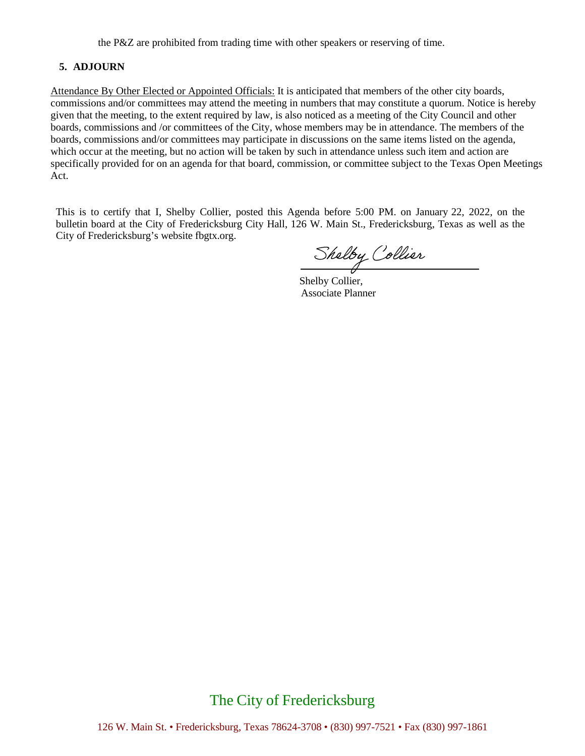the P&Z are prohibited from trading time with other speakers or reserving of time.

## 5. ADJOURN

Attendance By Other Elected or Appointed Officials: It is anticipated that members of the other city boards, commissions and/or committees may attend the meeting in numbers that may constitute a quorum. Notice is hereby given that the meeting, to the extent required by law, is also noticed as a meeting of the City Council and other boards, commissions and /or committees of the City, whose members may be in attendance. The members of the boards, commissions and/or committees may participate in discussions on the same items listed on the agenda, which occur at the meeting, but no action will be taken by such in attendance unless such item and action are specifically provided for on an agenda for that board, commission, or committee subject to the Texas Open Meetings Act.

This is to certify that I, Shelby Collier, posted this Agenda before 5:00 PM. on January 22, 2022, on the bulletin board at the City of Fredericksburg City Hall, 126 W. Main St., Fredericksburg, Texas as well as the City of Fredericksburg's website fbgtx.org.

Shelby Collier

Shelby Collier,
Associate Planner

The City of Fredericksburg

126 W. Main St. • Fredericksburg, Texas 78624-3708 • (830) 997-7521 • Fax (830) 997-1861